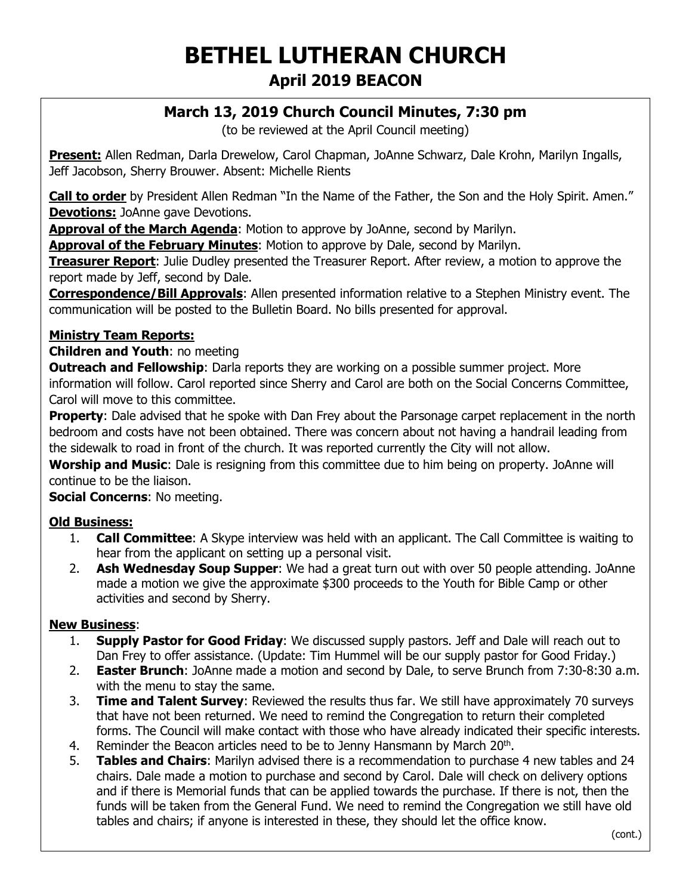# BETHEL LUTHERAN CHURCH

## April 2019 BEACON

### March 13, 2019 Church Council Minutes, 7:30 pm

(to be reviewed at the April Council meeting)

**Present:** Allen Redman, Darla Drewelow, Carol Chapman, JoAnne Schwarz, Dale Krohn, Marilyn Ingalls, Jeff Jacobson, Sherry Brouwer. Absent: Michelle Rients

**Call to order** by President Allen Redman "In the Name of the Father, the Son and the Holy Spirit. Amen."
**Devotions:** JoAnne gave Devotions.
**Approval of the March Agenda**: Motion to approve by JoAnne, second by Marilyn.
**Approval of the February Minutes**: Motion to approve by Dale, second by Marilyn.
**Treasurer Report**: Julie Dudley presented the Treasurer Report. After review, a motion to approve the report made by Jeff, second by Dale.
**Correspondence/Bill Approvals**: Allen presented information relative to a Stephen Ministry event. The communication will be posted to the Bulletin Board. No bills presented for approval.

**Ministry Team Reports:**

**Children and Youth**: no meeting
**Outreach and Fellowship**: Darla reports they are working on a possible summer project. More information will follow. Carol reported since Sherry and Carol are both on the Social Concerns Committee, Carol will move to this committee.
**Property**: Dale advised that he spoke with Dan Frey about the Parsonage carpet replacement in the north bedroom and costs have not been obtained. There was concern about not having a handrail leading from the sidewalk to road in front of the church. It was reported currently the City will not allow.
**Worship and Music**: Dale is resigning from this committee due to him being on property. JoAnne will continue to be the liaison.
**Social Concerns**: No meeting.

**Old Business:**

1. **Call Committee**: A Skype interview was held with an applicant. The Call Committee is waiting to hear from the applicant on setting up a personal visit.
2. **Ash Wednesday Soup Supper**: We had a great turn out with over 50 people attending. JoAnne made a motion we give the approximate $300 proceeds to the Youth for Bible Camp or other activities and second by Sherry.

**New Business**:

1. **Supply Pastor for Good Friday**: We discussed supply pastors. Jeff and Dale will reach out to Dan Frey to offer assistance. (Update: Tim Hummel will be our supply pastor for Good Friday.)
2. **Easter Brunch**: JoAnne made a motion and second by Dale, to serve Brunch from 7:30-8:30 a.m. with the menu to stay the same.
3. **Time and Talent Survey**: Reviewed the results thus far. We still have approximately 70 surveys that have not been returned. We need to remind the Congregation to return their completed forms. The Council will make contact with those who have already indicated their specific interests.
4. Reminder the Beacon articles need to be to Jenny Hansmann by March 20th.
5. **Tables and Chairs**: Marilyn advised there is a recommendation to purchase 4 new tables and 24 chairs. Dale made a motion to purchase and second by Carol. Dale will check on delivery options and if there is Memorial funds that can be applied towards the purchase. If there is not, then the funds will be taken from the General Fund. We need to remind the Congregation we still have old tables and chairs; if anyone is interested in these, they should let the office know.

(cont.)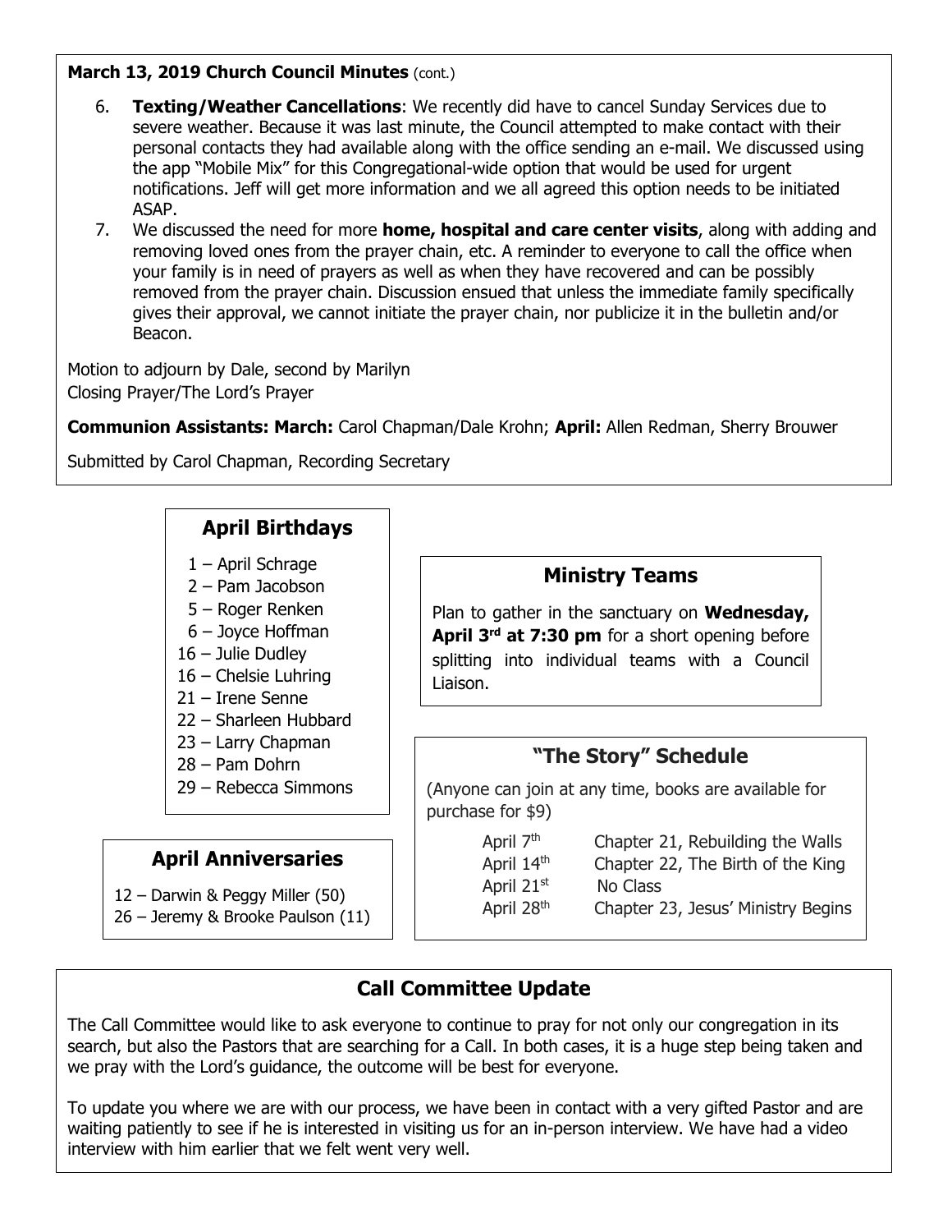**March 13, 2019 Church Council Minutes** (cont.)

6. **Texting/Weather Cancellations**: We recently did have to cancel Sunday Services due to severe weather. Because it was last minute, the Council attempted to make contact with their personal contacts they had available along with the office sending an e-mail. We discussed using the app "Mobile Mix" for this Congregational-wide option that would be used for urgent notifications. Jeff will get more information and we all agreed this option needs to be initiated ASAP.
7. We discussed the need for more **home, hospital and care center visits**, along with adding and removing loved ones from the prayer chain, etc. A reminder to everyone to call the office when your family is in need of prayers as well as when they have recovered and can be possibly removed from the prayer chain. Discussion ensued that unless the immediate family specifically gives their approval, we cannot initiate the prayer chain, nor publicize it in the bulletin and/or Beacon.

Motion to adjourn by Dale, second by Marilyn
Closing Prayer/The Lord's Prayer

**Communion Assistants: March:** Carol Chapman/Dale Krohn; **April:** Allen Redman, Sherry Brouwer

Submitted by Carol Chapman, Recording Secretary

## April Birthdays

1 – April Schrage
2 – Pam Jacobson
5 – Roger Renken
6 – Joyce Hoffman
16 – Julie Dudley
16 – Chelsie Luhring
21 – Irene Senne
22 – Sharleen Hubbard
23 – Larry Chapman
28 – Pam Dohrn
29 – Rebecca Simmons

## April Anniversaries

12 – Darwin & Peggy Miller (50)
26 – Jeremy & Brooke Paulson (11)

## Ministry Teams

Plan to gather in the sanctuary on **Wednesday, April 3rd at 7:30 pm** for a short opening before splitting into individual teams with a Council Liaison.

## "The Story" Schedule

(Anyone can join at any time, books are available for purchase for $9)

| | |
|---|---|
| April 7th | Chapter 21, Rebuilding the Walls |
| April 14th | Chapter 22, The Birth of the King |
| April 21st | No Class |
| April 28th | Chapter 23, Jesus' Ministry Begins |

## Call Committee Update

The Call Committee would like to ask everyone to continue to pray for not only our congregation in its search, but also the Pastors that are searching for a Call. In both cases, it is a huge step being taken and we pray with the Lord's guidance, the outcome will be best for everyone.

To update you where we are with our process, we have been in contact with a very gifted Pastor and are waiting patiently to see if he is interested in visiting us for an in-person interview. We have had a video interview with him earlier that we felt went very well.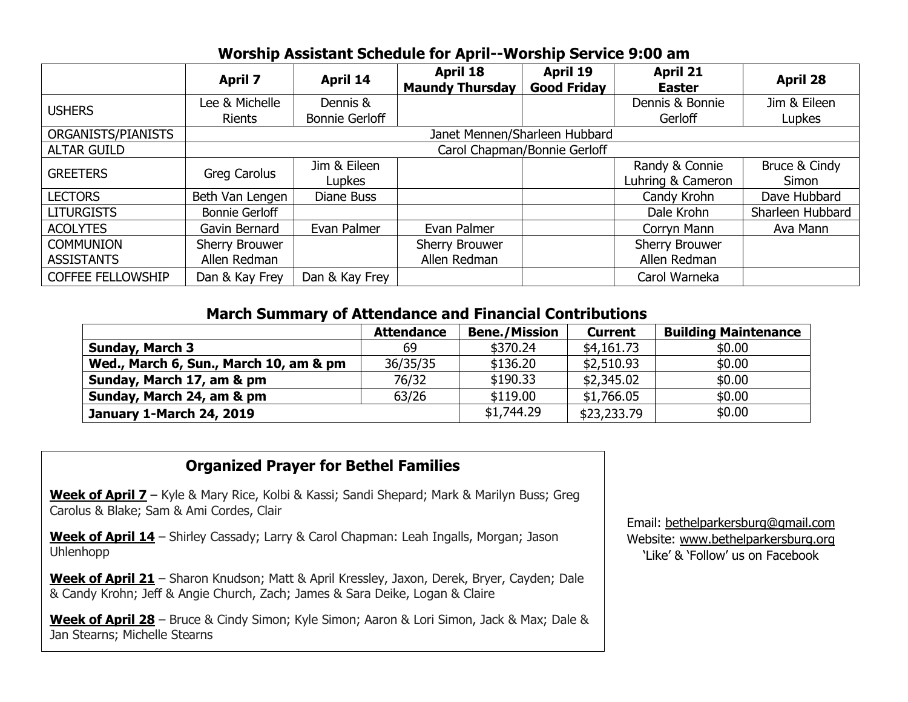## Worship Assistant Schedule for April--Worship Service 9:00 am

| | April 7 | April 14 | April 18 Maundy Thursday | April 19 Good Friday | April 21 Easter | April 28 |
|---|---|---|---|---|---|---|
| USHERS | Lee & Michelle Rients | Dennis & Bonnie Gerloff | | | Dennis & Bonnie Gerloff | Jim & Eileen Lupkes |
| ORGANISTS/PIANISTS | Janet Mennen/Sharleen Hubbard | | | | | |
| ALTAR GUILD | Carol Chapman/Bonnie Gerloff | | | | | |
| GREETERS | Greg Carolus | Jim & Eileen Lupkes | | | Randy & Connie Luhring & Cameron | Bruce & Cindy Simon |
| LECTORS | Beth Van Lengen | Diane Buss | | | Candy Krohn | Dave Hubbard |
| LITURGISTS | Bonnie Gerloff | | | | Dale Krohn | Sharleen Hubbard |
| ACOLYTES | Gavin Bernard | Evan Palmer | Evan Palmer | | Corryn Mann | Ava Mann |
| COMMUNION ASSISTANTS | Sherry Brouwer Allen Redman | | Sherry Brouwer Allen Redman | | Sherry Brouwer Allen Redman | |
| COFFEE FELLOWSHIP | Dan & Kay Frey | Dan & Kay Frey | | | Carol Warneka | |

## March Summary of Attendance and Financial Contributions

| | Attendance | Bene./Mission | Current | Building Maintenance |
|---|---|---|---|---|
| **Sunday, March 3** | 69 | $370.24 | $4,161.73 | $0.00 |
| **Wed., March 6, Sun., March 10, am & pm** | 36/35/35 | $136.20 | $2,510.93 | $0.00 |
| **Sunday, March 17, am & pm** | 76/32 | $190.33 | $2,345.02 | $0.00 |
| **Sunday, March 24, am & pm** | 63/26 | $119.00 | $1,766.05 | $0.00 |
| **January 1-March 24, 2019** | | $1,744.29 | $23,233.79 | $0.00 |

## Organized Prayer for Bethel Families

**Week of April 7** – Kyle & Mary Rice, Kolbi & Kassi; Sandi Shepard; Mark & Marilyn Buss; Greg Carolus & Blake; Sam & Ami Cordes, Clair

**Week of April 14** – Shirley Cassady; Larry & Carol Chapman: Leah Ingalls, Morgan; Jason Uhlenhopp

**Week of April 21** – Sharon Knudson; Matt & April Kressley, Jaxon, Derek, Bryer, Cayden; Dale & Candy Krohn; Jeff & Angie Church, Zach; James & Sara Deike, Logan & Claire

**Week of April 28** – Bruce & Cindy Simon; Kyle Simon; Aaron & Lori Simon, Jack & Max; Dale & Jan Stearns; Michelle Stearns

Email: bethelparkersburg@gmail.com
Website: www.bethelparkersburg.org
'Like' & 'Follow' us on Facebook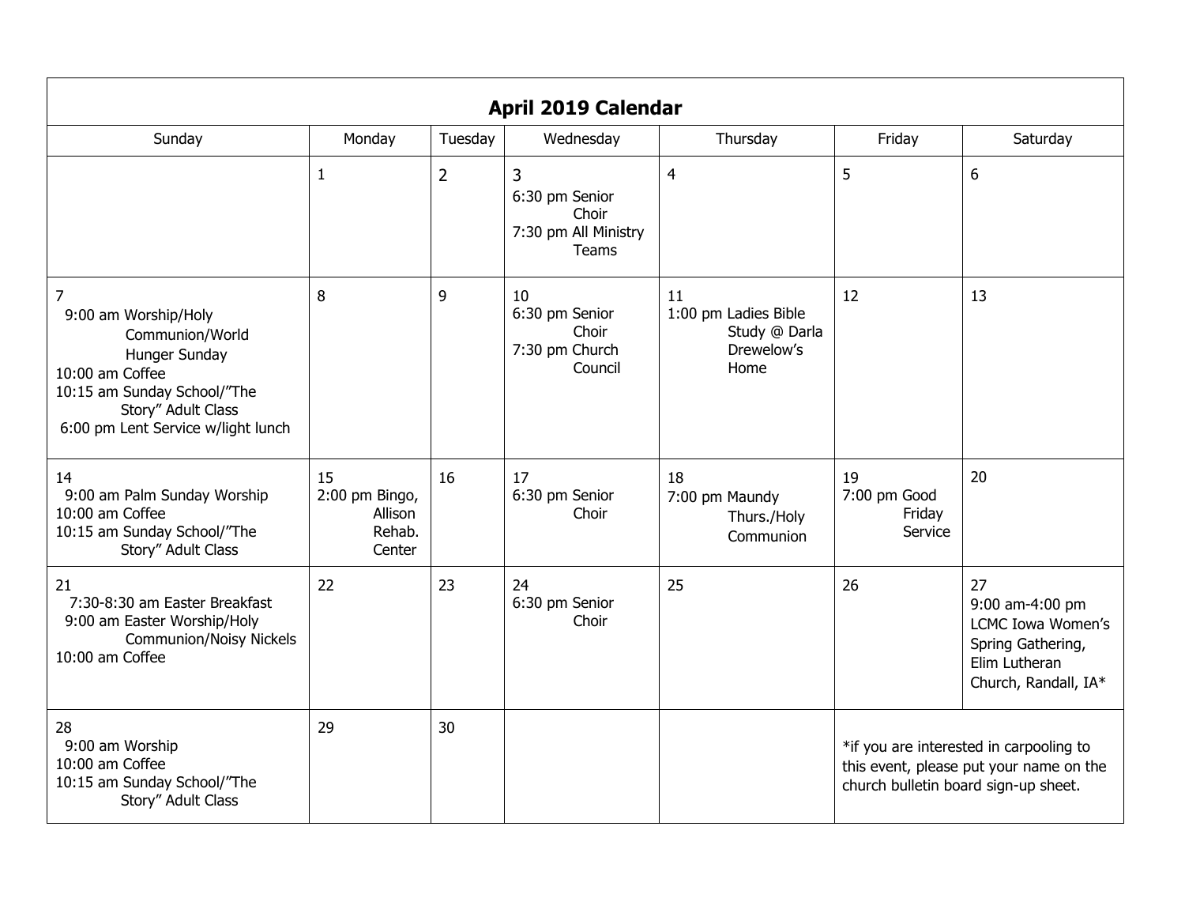# April 2019 Calendar

| Sunday | Monday | Tuesday | Wednesday | Thursday | Friday | Saturday |
|---|---|---|---|---|---|---|
| | 1 | 2 | 3<br>6:30 pm Senior Choir<br>7:30 pm All Ministry Teams | 4 | 5 | 6 |
| 7<br>9:00 am Worship/Holy Communion/World Hunger Sunday<br>10:00 am Coffee<br>10:15 am Sunday School/"The Story" Adult Class<br>6:00 pm Lent Service w/light lunch | 8 | 9 | 10<br>6:30 pm Senior Choir<br>7:30 pm Church Council | 11<br>1:00 pm Ladies Bible Study @ Darla Drewelow's Home | 12 | 13 |
| 14<br>9:00 am Palm Sunday Worship<br>10:00 am Coffee<br>10:15 am Sunday School/"The Story" Adult Class | 15<br>2:00 pm Bingo, Allison Rehab. Center | 16 | 17<br>6:30 pm Senior Choir | 18<br>7:00 pm Maundy Thurs./Holy Communion | 19<br>7:00 pm Good Friday Service | 20 |
| 21<br>7:30-8:30 am Easter Breakfast<br>9:00 am Easter Worship/Holy Communion/Noisy Nickels<br>10:00 am Coffee | 22 | 23 | 24<br>6:30 pm Senior Choir | 25 | 26 | 27<br>9:00 am-4:00 pm LCMC Iowa Women's Spring Gathering, Elim Lutheran Church, Randall, IA* |
| 28<br>9:00 am Worship<br>10:00 am Coffee<br>10:15 am Sunday School/"The Story" Adult Class | 29 | 30 | | | *if you are interested in carpooling to this event, please put your name on the church bulletin board sign-up sheet. | |